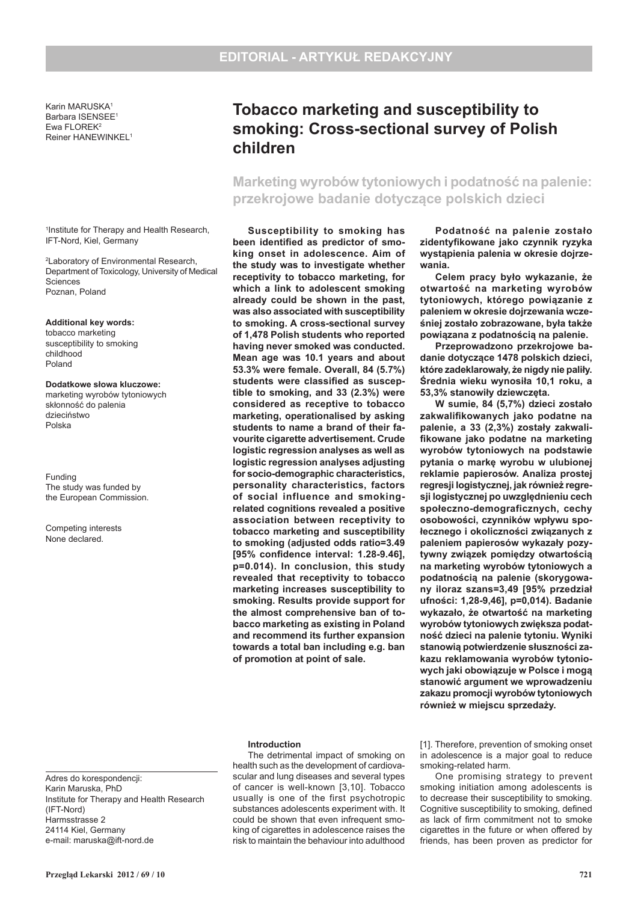EDITORIAL - ARTYKUŁ REDAKCYJNY

Karin MARUSKA[1]
Barbara ISENSEE[1]
Ewa FLOREK[2]
Reiner HANEWINKEL[1]

# Tobacco marketing and susceptibility to smoking: Cross-sectional survey of Polish children

## Marketing wyrobów tytoniowych i podatność na palenie: przekrojowe badanie dotyczące polskich dzieci

[1]Institute for Therapy and Health Research, IFT-Nord, Kiel, Germany

[2]Laboratory of Environmental Research, Department of Toxicology, University of Medical Sciences
Poznan, Poland

**Additional key words:**
tobacco marketing
susceptibility to smoking
childhood
Poland

**Dodatkowe słowa kluczowe:**
marketing wyrobów tytoniowych
skłonność do palenia
dzieciństwo
Polska

Funding
The study was funded by the European Commission.

Competing interests
None declared.

**Susceptibility to smoking has been identified as predictor of smoking onset in adolescence. Aim of the study was to investigate whether receptivity to tobacco marketing, for which a link to adolescent smoking already could be shown in the past, was also associated with susceptibility to smoking. A cross-sectional survey of 1,478 Polish students who reported having never smoked was conducted. Mean age was 10.1 years and about 53.3% were female. Overall, 84 (5.7%) students were classified as susceptible to smoking, and 33 (2.3%) were considered as receptive to tobacco marketing, operationalised by asking students to name a brand of their favourite cigarette advertisement. Crude logistic regression analyses as well as logistic regression analyses adjusting for socio-demographic characteristics, personality characteristics, factors of social influence and smoking-related cognitions revealed a positive association between receptivity to tobacco marketing and susceptibility to smoking (adjusted odds ratio=3.49 [95% confidence interval: 1.28-9.46], p=0.014). In conclusion, this study revealed that receptivity to tobacco marketing increases susceptibility to smoking. Results provide support for the almost comprehensive ban of tobacco marketing as existing in Poland and recommend its further expansion towards a total ban including e.g. ban of promotion at point of sale.**

**Podatność na palenie zostało zidentyfikowane jako czynnik ryzyka wystąpienia palenia w okresie dojrzewania.**

**Celem pracy było wykazanie, że otwartość na marketing wyrobów tytoniowych, którego powiązanie z paleniem w okresie dojrzewania wcześniej zostało zobrazowane, była także powiązana z podatnością na palenie.**

**Przeprowadzono przekrojowe badanie dotyczące 1478 polskich dzieci, które zadeklarowały, że nigdy nie paliły. Średnia wieku wynosiła 10,1 roku, a 53,3% stanowiły dziewczęta.**

**W sumie, 84 (5,7%) dzieci zostało zakwalifikowanych jako podatne na palenie, a 33 (2,3%) zostały zakwalifikowane jako podatne na marketing wyrobów tytoniowych na podstawie pytania o markę wyrobu w ulubionej reklamie papierosów. Analiza prostej regresji logistycznej, jak również regresji logistycznej po uwzględnieniu cech społeczno-demograficznych, cechy osobowości, czynników wpływu społecznego i okoliczności związanych z paleniem papierosów wykazały pozytywny związek pomiędzy otwartością na marketing wyrobów tytoniowych a podatnością na palenie (skorygowany iloraz szans=3,49 [95% przedział ufności: 1,28-9,46], p=0,014). Badanie wykazało, że otwartość na marketing wyrobów tytoniowych zwiększa podatność dzieci na palenie tytoniu. Wyniki stanowią potwierdzenie słuszności zakazu reklamowania wyrobów tytoniowych jaki obowiązuje w Polsce i mogą stanowić argument we wprowadzeniu zakazu promocji wyrobów tytoniowych również w miejscu sprzedaży.**

Adres do korespondencji:
Karin Maruska, PhD
Institute for Therapy and Health Research (IFT-Nord)
Harmsstrasse 2
24114 Kiel, Germany
e-mail: maruska@ift-nord.de

### Introduction

The detrimental impact of smoking on health such as the development of cardiovascular and lung diseases and several types of cancer is well-known [3,10]. Tobacco usually is one of the first psychotropic substances adolescents experiment with. It could be shown that even infrequent smoking of cigarettes in adolescence raises the risk to maintain the behaviour into adulthood [1]. Therefore, prevention of smoking onset in adolescence is a major goal to reduce smoking-related harm.

One promising strategy to prevent smoking initiation among adolescents is to decrease their susceptibility to smoking. Cognitive susceptibility to smoking, defined as lack of firm commitment not to smoke cigarettes in the future or when offered by friends, has been proven as predictor for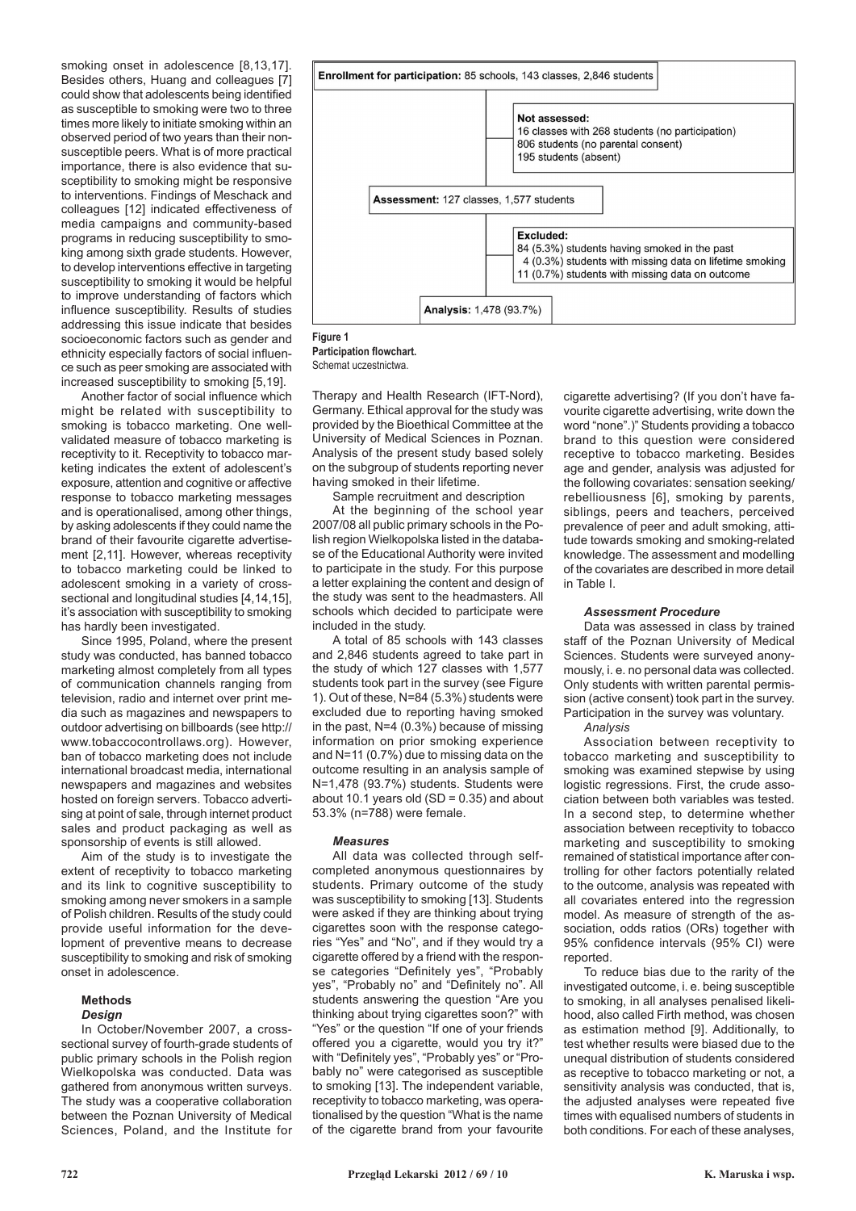smoking onset in adolescence [8,13,17]. Besides others, Huang and colleagues [7] could show that adolescents being identified as susceptible to smoking were two to three times more likely to initiate smoking within an observed period of two years than their non-susceptible peers. What is of more practical importance, there is also evidence that susceptibility to smoking might be responsive to interventions. Findings of Meschack and colleagues [12] indicated effectiveness of media campaigns and community-based programs in reducing susceptibility to smoking among sixth grade students. However, to develop interventions effective in targeting susceptibility to smoking it would be helpful to improve understanding of factors which influence susceptibility. Results of studies addressing this issue indicate that besides socioeconomic factors such as gender and ethnicity especially factors of social influence such as peer smoking are associated with increased susceptibility to smoking [5,19].

Another factor of social influence which might be related with susceptibility to smoking is tobacco marketing. One well-validated measure of tobacco marketing is receptivity to it. Receptivity to tobacco marketing indicates the extent of adolescent's exposure, attention and cognitive or affective response to tobacco marketing messages and is operationalised, among other things, by asking adolescents if they could name the brand of their favourite cigarette advertisement [2,11]. However, whereas receptivity to tobacco marketing could be linked to adolescent smoking in a variety of cross-sectional and longitudinal studies [4,14,15], it's association with susceptibility to smoking has hardly been investigated.

Since 1995, Poland, where the present study was conducted, has banned tobacco marketing almost completely from all types of communication channels ranging from television, radio and internet over print media such as magazines and newspapers to outdoor advertising on billboards (see http://www.tobaccocontrollaws.org). However, ban of tobacco marketing does not include international broadcast media, international newspapers and magazines and websites hosted on foreign servers. Tobacco advertising at point of sale, through internet product sales and product packaging as well as sponsorship of events is still allowed.

Aim of the study is to investigate the extent of receptivity to tobacco marketing and its link to cognitive susceptibility to smoking among never smokers in a sample of Polish children. Results of the study could provide useful information for the development of preventive means to decrease susceptibility to smoking and risk of smoking onset in adolescence.

## Methods

### *Design*

In October/November 2007, a cross-sectional survey of fourth-grade students of public primary schools in the Polish region Wielkopolska was conducted. Data was gathered from anonymous written surveys. The study was a cooperative collaboration between the Poznan University of Medical Sciences, Poland, and the Institute for Therapy and Health Research (IFT-Nord), Germany. Ethical approval for the study was provided by the Bioethical Committee at the University of Medical Sciences in Poznan. Analysis of the present study based solely on the subgroup of students reporting never having smoked in their lifetime.

Sample recruitment and description

At the beginning of the school year 2007/08 all public primary schools in the Polish region Wielkopolska listed in the database of the Educational Authority were invited to participate in the study. For this purpose a letter explaining the content and design of the study was sent to the headmasters. All schools which decided to participate were included in the study.

A total of 85 schools with 143 classes and 2,846 students agreed to take part in the study of which 127 classes with 1,577 students took part in the survey (see Figure 1). Out of these, N=84 (5.3%) students were excluded due to reporting having smoked in the past, N=4 (0.3%) because of missing information on prior smoking experience and N=11 (0.7%) due to missing data on the outcome resulting in an analysis sample of N=1,478 (93.7%) students. Students were about 10.1 years old (SD = 0.35) and about 53.3% (n=788) were female.

**Enrollment for participation:** 85 schools, 143 classes, 2,846 students

**Not assessed:**
16 classes with 268 students (no participation)
806 students (no parental consent)
195 students (absent)

**Assessment:** 127 classes, 1,577 students

**Excluded:**
84 (5.3%) students having smoked in the past
4 (0.3%) students with missing data on lifetime smoking
11 (0.7%) students with missing data on outcome

**Analysis:** 1,478 (93.7%)

**Figure 1**
**Participation flowchart.**
Schemat uczestnictwa.

### *Measures*

All data was collected through self-completed anonymous questionnaires by students. Primary outcome of the study was susceptibility to smoking [13]. Students were asked if they are thinking about trying cigarettes soon with the response categories "Yes" and "No", and if they would try a cigarette offered by a friend with the response categories "Definitely yes", "Probably yes", "Probably no" and "Definitely no". All students answering the question "Are you thinking about trying cigarettes soon?" with "Yes" or the question "If one of your friends offered you a cigarette, would you try it?" with "Definitely yes", "Probably yes" or "Probably no" were categorised as susceptible to smoking [13]. The independent variable, receptivity to tobacco marketing, was operationalised by the question "What is the name of the cigarette brand from your favourite cigarette advertising? (If you don't have favourite cigarette advertising, write down the word "none".)" Students providing a tobacco brand to this question were considered receptive to tobacco marketing. Besides age and gender, analysis was adjusted for the following covariates: sensation seeking/rebelliousness [6], smoking by parents, siblings, peers and teachers, perceived prevalence of peer and adult smoking, attitude towards smoking and smoking-related knowledge. The assessment and modelling of the covariates are described in more detail in Table I.

### *Assessment Procedure*

Data was assessed in class by trained staff of the Poznan University of Medical Sciences. Students were surveyed anonymously, i. e. no personal data was collected. Only students with written parental permission (active consent) took part in the survey. Participation in the survey was voluntary.

*Analysis*

Association between receptivity to tobacco marketing and susceptibility to smoking was examined stepwise by using logistic regressions. First, the crude association between both variables was tested. In a second step, to determine whether association between receptivity to tobacco marketing and susceptibility to smoking remained of statistical importance after controlling for other factors potentially related to the outcome, analysis was repeated with all covariates entered into the regression model. As measure of strength of the association, odds ratios (ORs) together with 95% confidence intervals (95% CI) were reported.

To reduce bias due to the rarity of the investigated outcome, i. e. being susceptible to smoking, in all analyses penalised likelihood, also called Firth method, was chosen as estimation method [9]. Additionally, to test whether results were biased due to the unequal distribution of students considered as receptive to tobacco marketing or not, a sensitivity analysis was conducted, that is, the adjusted analyses were repeated five times with equalised numbers of students in both conditions. For each of these analyses,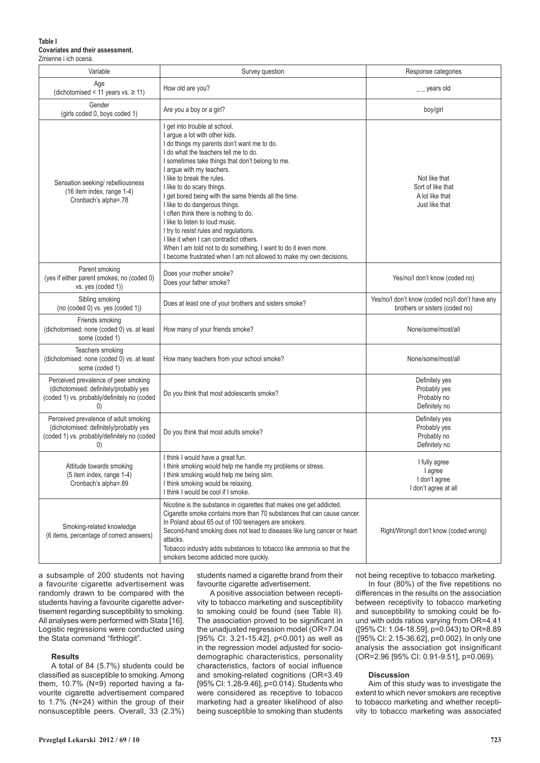**Table I**
**Covariates and their assessment.**
Zmienne i ich ocena.

| Variable | Survey question | Response categories |
|---|---|---|
| Age (dichotomised < 11 years vs. ≥ 11) | How old are you? | _ _ years old |
| Gender (girls coded 0, boys coded 1) | Are you a boy or a girl? | boy/girl |
| Sensation seeking/ rebelliousness (16 item index, range 1-4) Cronbach's alpha=.78 | I get into trouble at school.<br>I argue a lot with other kids.<br>I do things my parents don't want me to do.<br>I do what the teachers tell me to do.<br>I sometimes take things that don't belong to me.<br>I argue with my teachers.<br>I like to break the rules.<br>I like to do scary things.<br>I get bored being with the same friends all the time.<br>I like to do dangerous things.<br>I often think there is nothing to do.<br>I like to listen to loud music.<br>I try to resist rules and regulations.<br>I like it when I can contradict others.<br>When I am told not to do something, I want to do it even more.<br>I become frustrated when I am not allowed to make my own decisions. | Not like that<br>Sort of like that<br>A lot like that<br>Just like that |
| Parent smoking (yes if either parent smokes; no (coded 0) vs. yes (coded 1)) | Does your mother smoke?<br>Does your father smoke? | Yes/no/I don't know (coded no) |
| Sibling smoking (no (coded 0) vs. yes (coded 1)) | Does at least one of your brothers and sisters smoke? | Yes/no/I don't know (coded no)/I don't have any brothers or sisters (coded no) |
| Friends smoking (dichotomised: none (coded 0) vs. at least some (coded 1) | How many of your friends smoke? | None/some/most/all |
| Teachers smoking (dichotomised: none (coded 0) vs. at least some (coded 1) | How many teachers from your school smoke? | None/some/most/all |
| Perceived prevalence of peer smoking (dichotomised: definitely/probably yes (coded 1) vs. probably/definitely no (coded 0) | Do you think that most adolescents smoke? | Definitely yes<br>Probably yes<br>Probably no<br>Definitely no |
| Perceived prevalence of adult smoking (dichotomised: definitely/probably yes (coded 1) vs. probably/definitely no (coded 0) | Do you think that most adults smoke? | Definitely yes<br>Probably yes<br>Probably no<br>Definitely no |
| Attitude towards smoking (5 item index, range 1-4) Cronbach's alpha=.89 | I think I would have a great fun.<br>I think smoking would help me handle my problems or stress.<br>I think smoking would help me being slim.<br>I think smoking would be relaxing.<br>I think I would be cool if I smoke. | I fully agree<br>I agree<br>I don't agree<br>I don't agree at all |
| Smoking-related knowledge (6 items, percentage of correct answers) | Nicotine is the substance in cigarettes that makes one get addicted.<br>Cigarette smoke contains more than 70 substances that can cause cancer.<br>In Poland about 65 out of 100 teenagers are smokers.<br>Second-hand smoking does not lead to diseases like lung cancer or heart attacks.<br>Tobacco industry adds substances to tobacco like ammonia so that the smokers become addicted more quickly. | Right/Wrong/I don't know (coded wrong) |

a subsample of 200 students not having a favourite cigarette advertisement was randomly drawn to be compared with the students having a favourite cigarette advertisement regarding susceptibility to smoking. All analyses were performed with Stata [16]. Logistic regressions were conducted using the Stata command "firthlogit".

#### Results

A total of 84 (5.7%) students could be classified as susceptible to smoking. Among them, 10.7% (N=9) reported having a favourite cigarette advertisement compared to 1.7% (N=24) within the group of their nonsusceptible peers. Overall, 33 (2.3%) students named a cigarette brand from their favourite cigarette advertisement.

A positive association between receptivity to tobacco marketing and susceptibility to smoking could be found (see Table II). The association proved to be significant in the unadjusted regression model (OR=7.04 [95% CI: 3.21-15.42], p<0.001) as well as in the regression model adjusted for sociodemographic characteristics, personality characteristics, factors of social influence and smoking-related cognitions (OR=3.49 [95% CI: 1.28-9.46], p=0.014). Students who were considered as receptive to tobacco marketing had a greater likelihood of also being susceptible to smoking than students not being receptive to tobacco marketing.

In four (80%) of the five repetitions no differences in the results on the association between receptivity to tobacco marketing and susceptibility to smoking could be found with odds ratios varying from OR=4.41 ([95% CI: 1.04-18.59], p=0.043) to OR=8.89 ([95% CI: 2.15-36.62], p=0.002). In only one analysis the association got insignificant (OR=2.96 [95% CI: 0.91-9.51], p=0.069).

#### Discussion

Aim of this study was to investigate the extent to which never smokers are receptive to tobacco marketing and whether receptivity to tobacco marketing was associated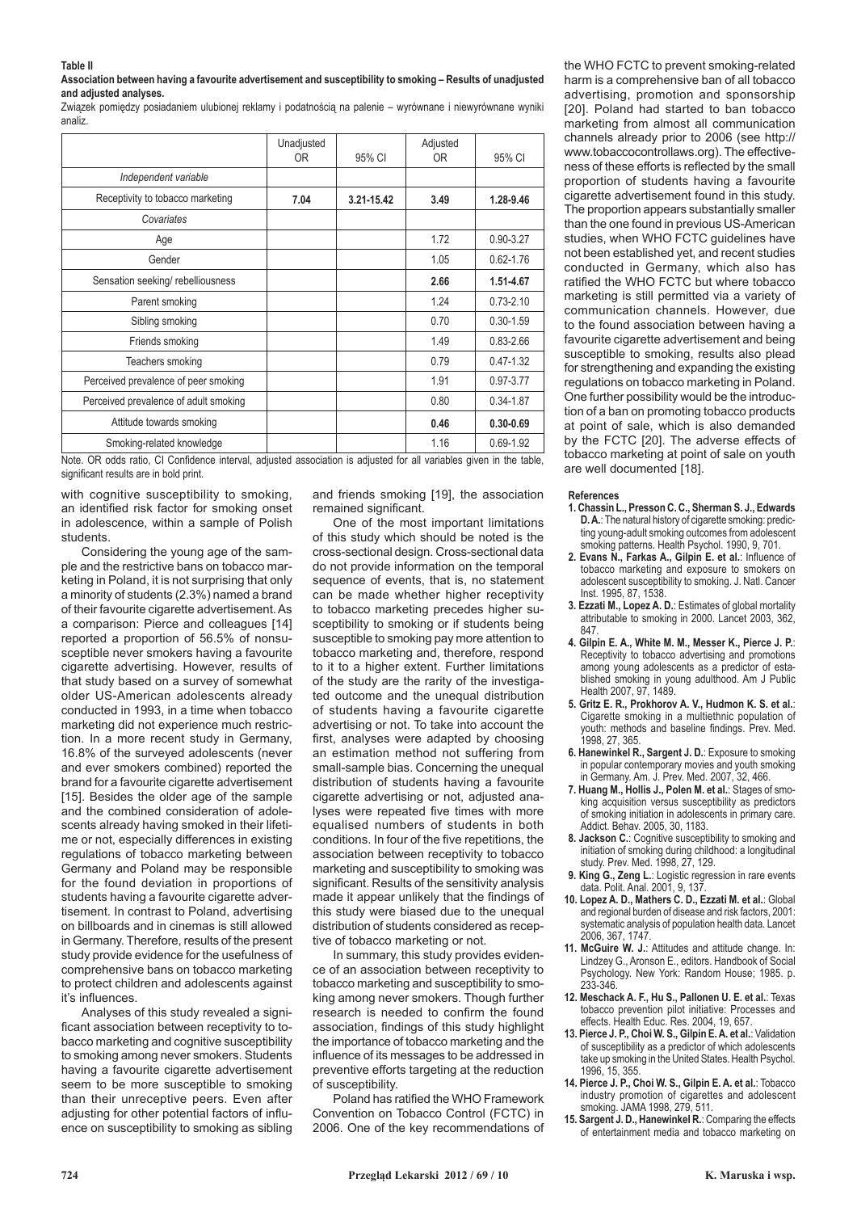**Table II**

**Association between having a favourite advertisement and susceptibility to smoking – Results of unadjusted and adjusted analyses.**

Związek pomiędzy posiadaniem ulubionej reklamy i podatnością na palenie – wyrównane i niewyrównane wyniki analiz.

| | Unadjusted OR | 95% CI | Adjusted OR | 95% CI |
|---|---|---|---|---|
| *Independent variable* | | | | |
| Receptivity to tobacco marketing | **7.04** | **3.21-15.42** | **3.49** | **1.28-9.46** |
| *Covariates* | | | | |
| Age | | | 1.72 | 0.90-3.27 |
| Gender | | | 1.05 | 0.62-1.76 |
| Sensation seeking/ rebelliousness | | | **2.66** | **1.51-4.67** |
| Parent smoking | | | 1.24 | 0.73-2.10 |
| Sibling smoking | | | 0.70 | 0.30-1.59 |
| Friends smoking | | | 1.49 | 0.83-2.66 |
| Teachers smoking | | | 0.79 | 0.47-1.32 |
| Perceived prevalence of peer smoking | | | 1.91 | 0.97-3.77 |
| Perceived prevalence of adult smoking | | | 0.80 | 0.34-1.87 |
| Attitude towards smoking | | | **0.46** | **0.30-0.69** |
| Smoking-related knowledge | | | 1.16 | 0.69-1.92 |

Note. OR odds ratio, CI Confidence interval, adjusted association is adjusted for all variables given in the table, significant results are in bold print.

with cognitive susceptibility to smoking, an identified risk factor for smoking onset in adolescence, within a sample of Polish students.

Considering the young age of the sample and the restrictive bans on tobacco marketing in Poland, it is not surprising that only a minority of students (2.3%) named a brand of their favourite cigarette advertisement. As a comparison: Pierce and colleagues [14] reported a proportion of 56.5% of nonsusceptible never smokers having a favourite cigarette advertising. However, results of that study based on a survey of somewhat older US-American adolescents already conducted in 1993, in a time when tobacco marketing did not experience much restriction. In a more recent study in Germany, 16.8% of the surveyed adolescents (never and ever smokers combined) reported the brand for a favourite cigarette advertisement [15]. Besides the older age of the sample and the combined consideration of adolescents already having smoked in their lifetime or not, especially differences in existing regulations of tobacco marketing between Germany and Poland may be responsible for the found deviation in proportions of students having a favourite cigarette advertisement. In contrast to Poland, advertising on billboards and in cinemas is still allowed in Germany. Therefore, results of the present study provide evidence for the usefulness of comprehensive bans on tobacco marketing to protect children and adolescents against it's influences.

Analyses of this study revealed a significant association between receptivity to tobacco marketing and cognitive susceptibility to smoking among never smokers. Students having a favourite cigarette advertisement seem to be more susceptible to smoking than their unreceptive peers. Even after adjusting for other potential factors of influence on susceptibility to smoking as sibling and friends smoking [19], the association remained significant.

One of the most important limitations of this study which should be noted is the cross-sectional design. Cross-sectional data do not provide information on the temporal sequence of events, that is, no statement can be made whether higher receptivity to tobacco marketing precedes higher susceptibility to smoking or if students being susceptible to smoking pay more attention to tobacco marketing and, therefore, respond to it to a higher extent. Further limitations of the study are the rarity of the investigated outcome and the unequal distribution of students having a favourite cigarette advertising or not. To take into account the first, analyses were adapted by choosing an estimation method not suffering from small-sample bias. Concerning the unequal distribution of students having a favourite cigarette advertising or not, adjusted analyses were repeated five times with more equalised numbers of students in both conditions. In four of the five repetitions, the association between receptivity to tobacco marketing and susceptibility to smoking was significant. Results of the sensitivity analysis made it appear unlikely that the findings of this study were biased due to the unequal distribution of students considered as receptive of tobacco marketing or not.

In summary, this study provides evidence of an association between receptivity to tobacco marketing and susceptibility to smoking among never smokers. Though further research is needed to confirm the found association, findings of this study highlight the importance of tobacco marketing and the influence of its messages to be addressed in preventive efforts targeting at the reduction of susceptibility.

Poland has ratified the WHO Framework Convention on Tobacco Control (FCTC) in 2006. One of the key recommendations of the WHO FCTC to prevent smoking-related harm is a comprehensive ban of all tobacco advertising, promotion and sponsorship [20]. Poland had started to ban tobacco marketing from almost all communication channels already prior to 2006 (see http://www.tobaccocontrollaws.org). The effectiveness of these efforts is reflected by the small proportion of students having a favourite cigarette advertisement found in this study. The proportion appears substantially smaller than the one found in previous US-American studies, when WHO FCTC guidelines have not been established yet, and recent studies conducted in Germany, which also has ratified the WHO FCTC but where tobacco marketing is still permitted via a variety of communication channels. However, due to the found association between having a favourite cigarette advertisement and being susceptible to smoking, results also plead for strengthening and expanding the existing regulations on tobacco marketing in Poland. One further possibility would be the introduction of a ban on promoting tobacco products at point of sale, which is also demanded by the FCTC [20]. The adverse effects of tobacco marketing at point of sale on youth are well documented [18].

**References**

1. **Chassin L., Presson C. C., Sherman S. J., Edwards D. A.**: The natural history of cigarette smoking: predicting young-adult smoking outcomes from adolescent smoking patterns. Health Psychol. 1990, 9, 701.
2. **Evans N., Farkas A., Gilpin E. et al.**: Influence of tobacco marketing and exposure to smokers on adolescent susceptibility to smoking. J. Natl. Cancer Inst. 1995, 87, 1538.
3. **Ezzati M., Lopez A. D.**: Estimates of global mortality attributable to smoking in 2000. Lancet 2003, 362, 847.
4. **Gilpin E. A., White M. M., Messer K., Pierce J. P.**: Receptivity to tobacco advertising and promotions among young adolescents as a predictor of established smoking in young adulthood. Am J Public Health 2007, 97, 1489.
5. **Gritz E. R., Prokhorov A. V., Hudmon K. S. et al.**: Cigarette smoking in a multiethnic population of youth: methods and baseline findings. Prev. Med. 1998, 27, 365.
6. **Hanewinkel R., Sargent J. D.**: Exposure to smoking in popular contemporary movies and youth smoking in Germany. Am. J. Prev. Med. 2007, 32, 466.
7. **Huang M., Hollis J., Polen M. et al.**: Stages of smoking acquisition versus susceptibility as predictors of smoking initiation in adolescents in primary care. Addict. Behav. 2005, 30, 1183.
8. **Jackson C.**: Cognitive susceptibility to smoking and initiation of smoking during childhood: a longitudinal study. Prev. Med. 1998, 27, 129.
9. **King G., Zeng L.**: Logistic regression in rare events data. Polit. Anal. 2001, 9, 137.
10. **Lopez A. D., Mathers C. D., Ezzati M. et al.**: Global and regional burden of disease and risk factors, 2001: systematic analysis of population health data. Lancet 2006, 367, 1747.
11. **McGuire W. J.**: Attitudes and attitude change. In: Lindzey G., Aronson E., editors. Handbook of Social Psychology. New York: Random House; 1985. p. 233-346.
12. **Meschack A. F., Hu S., Pallonen U. E. et al.**: Texas tobacco prevention pilot initiative: Processes and effects. Health Educ. Res. 2004, 19, 657.
13. **Pierce J. P., Choi W. S., Gilpin E. A. et al.**: Validation of susceptibility as a predictor of which adolescents take up smoking in the United States. Health Psychol. 1996, 15, 355.
14. **Pierce J. P., Choi W. S., Gilpin E. A. et al.**: Tobacco industry promotion of cigarettes and adolescent smoking. JAMA 1998, 279, 511.
15. **Sargent J. D., Hanewinkel R.**: Comparing the effects of entertainment media and tobacco marketing on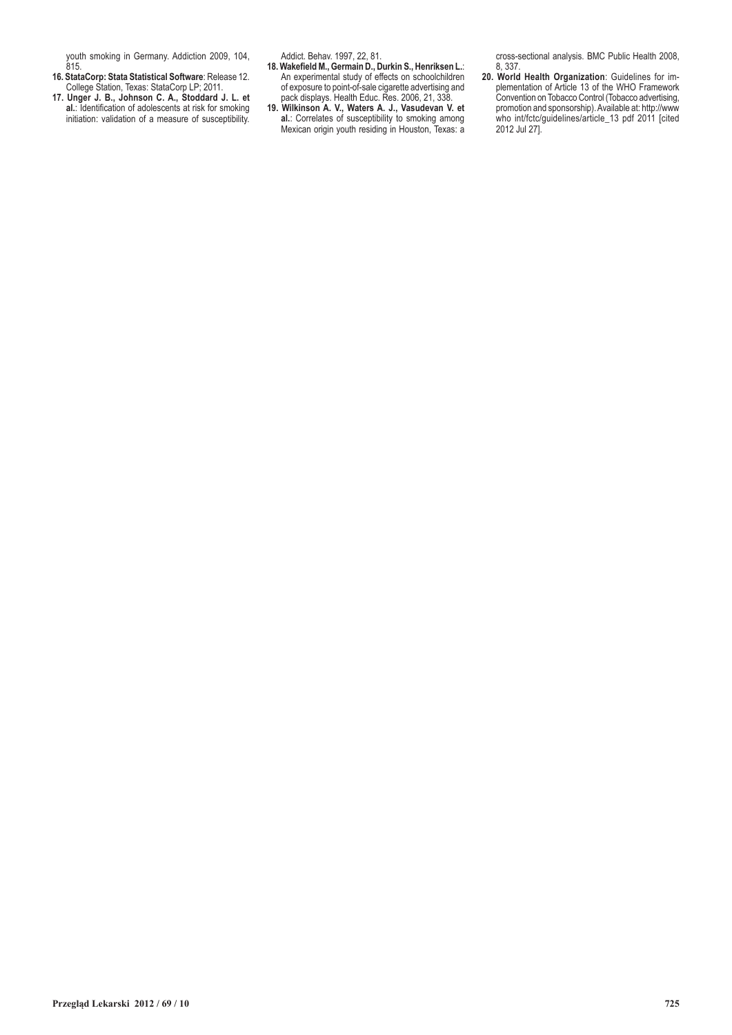youth smoking in Germany. Addiction 2009, 104, 815.

16. **StataCorp: Stata Statistical Software**: Release 12. College Station, Texas: StataCorp LP; 2011.
17. **Unger J. B., Johnson C. A., Stoddard J. L. et al.**: Identification of adolescents at risk for smoking initiation: validation of a measure of susceptibility. Addict. Behav. 1997, 22, 81.
18. **Wakefield M., Germain D., Durkin S., Henriksen L.**: An experimental study of effects on schoolchildren of exposure to point-of-sale cigarette advertising and pack displays. Health Educ. Res. 2006, 21, 338.
19. **Wilkinson A. V., Waters A. J., Vasudevan V. et al.**: Correlates of susceptibility to smoking among Mexican origin youth residing in Houston, Texas: a cross-sectional analysis. BMC Public Health 2008, 8, 337.
20. **World Health Organization**: Guidelines for implementation of Article 13 of the WHO Framework Convention on Tobacco Control (Tobacco advertising, promotion and sponsorship). Available at: http://www who int/fctc/guidelines/article_13 pdf 2011 [cited 2012 Jul 27].